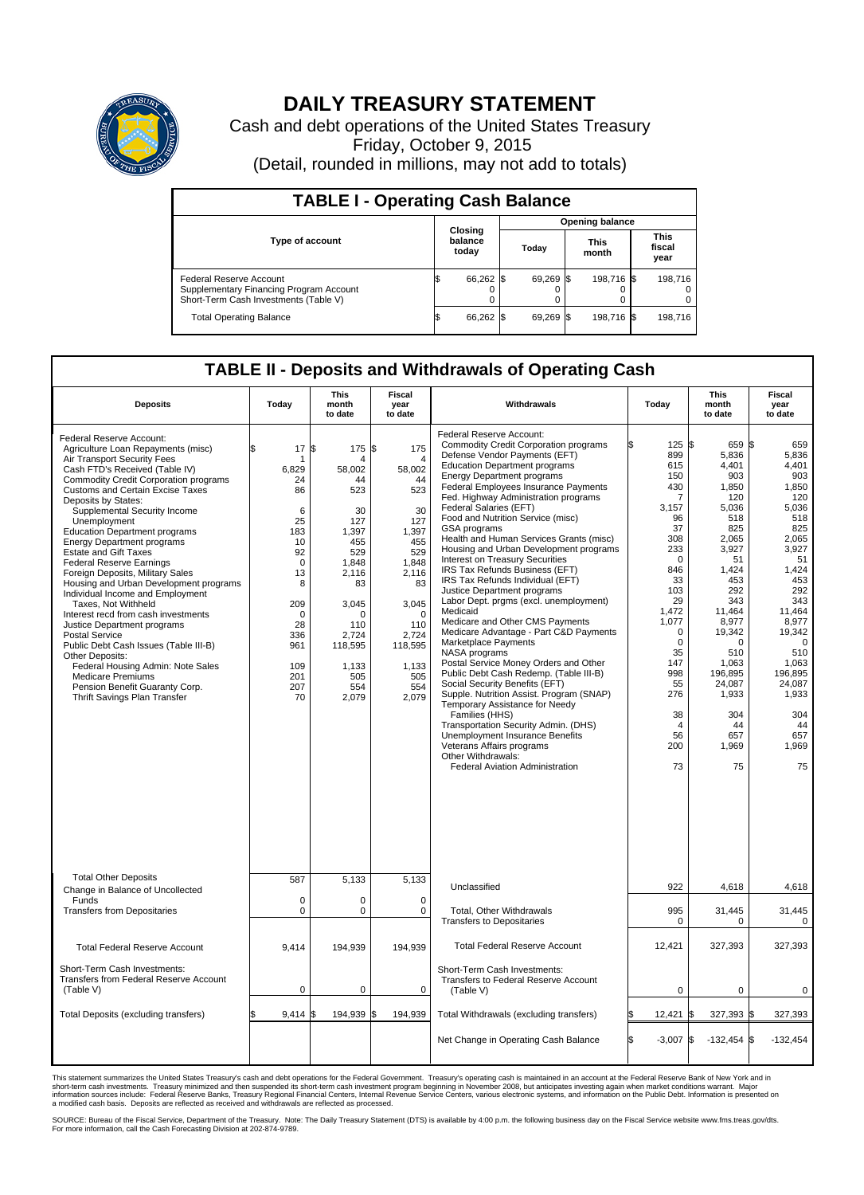# DAILY TREASURY STATEMENT

Cash and debt operations of the United States Treasury

Friday, October 9, 2015

(Detail, rounded in millions, may not add to totals)

| TABLE I - Operating Cash Balance | | | | |
|---|---|---|---|---|
| Type of account | Closing balance today | Opening balance Today | This month | This fiscal year |
| Federal Reserve Account | $ 66,262 | $ 69,269 | $ 198,716 | $ 198,716 |
| Supplementary Financing Program Account | 0 | 0 | 0 | 0 |
| Short-Term Cash Investments (Table V) | 0 | 0 | 0 | 0 |
| Total Operating Balance | $ 66,262 | $ 69,269 | $ 198,716 | $ 198,716 |

## TABLE II - Deposits and Withdrawals of Operating Cash

| Deposits | Today | This month to date | Fiscal year to date | Withdrawals | Today | This month to date | Fiscal year to date |
|---|---|---|---|---|---|---|---|
| Federal Reserve Account: | | | | Federal Reserve Account: | | | |
| Agriculture Loan Repayments (misc) | $ 17 | $ 175 | $ 175 | Commodity Credit Corporation programs | $ 125 | $ 659 | $ 659 |
| Air Transport Security Fees | 1 | 4 | 4 | Defense Vendor Payments (EFT) | 899 | 5,836 | 5,836 |
| Cash FTD's Received (Table IV) | 6,829 | 58,002 | 58,002 | Education Department programs | 615 | 4,401 | 4,401 |
| Commodity Credit Corporation programs | 24 | 44 | 44 | Energy Department programs | 150 | 903 | 903 |
| Customs and Certain Excise Taxes | 86 | 523 | 523 | Federal Employees Insurance Payments | 430 | 1,850 | 1,850 |
| Deposits by States: | | | | Fed. Highway Administration programs | 7 | 120 | 120 |
| Supplemental Security Income | 6 | 30 | 30 | Federal Salaries (EFT) | 3,157 | 5,036 | 5,036 |
| Unemployment | 25 | 127 | 127 | Food and Nutrition Service (misc) | 96 | 518 | 518 |
| Education Department programs | 183 | 1,397 | 1,397 | GSA programs | 37 | 825 | 825 |
| Energy Department programs | 10 | 455 | 455 | Health and Human Services Grants (misc) | 308 | 2,065 | 2,065 |
| Estate and Gift Taxes | 92 | 529 | 529 | Housing and Urban Development programs | 233 | 3,927 | 3,927 |
| Federal Reserve Earnings | 0 | 1,848 | 1,848 | Interest on Treasury Securities | 0 | 51 | 51 |
| Foreign Deposits, Military Sales | 13 | 2,116 | 2,116 | IRS Tax Refunds Business (EFT) | 846 | 1,424 | 1,424 |
| Housing and Urban Development programs | 8 | 83 | 83 | IRS Tax Refunds Individual (EFT) | 33 | 453 | 453 |
| Individual Income and Employment Taxes, Not Withheld | 209 | 3,045 | 3,045 | Justice Department programs | 103 | 292 | 292 |
| Interest recd from cash investments | 0 | 0 | 0 | Labor Dept. prgms (excl. unemployment) | 29 | 343 | 343 |
| Justice Department programs | 28 | 110 | 110 | Medicaid | 1,472 | 11,464 | 11,464 |
| Postal Service | 336 | 2,724 | 2,724 | Medicare and Other CMS Payments | 1,077 | 8,977 | 8,977 |
| Public Debt Cash Issues (Table III-B) | 961 | 118,595 | 118,595 | Medicare Advantage - Part C&D Payments | 0 | 19,342 | 19,342 |
| Other Deposits: | | | | Marketplace Payments | 0 | 0 | 0 |
| Federal Housing Admin: Note Sales | 109 | 1,133 | 1,133 | NASA programs | 35 | 510 | 510 |
| Medicare Premiums | 201 | 505 | 505 | Postal Service Money Orders and Other | 147 | 1,063 | 1,063 |
| Pension Benefit Guaranty Corp. | 207 | 554 | 554 | Public Debt Cash Redemp. (Table III-B) | 998 | 196,895 | 196,895 |
| Thrift Savings Plan Transfer | 70 | 2,079 | 2,079 | Social Security Benefits (EFT) | 55 | 24,087 | 24,087 |
| | | | | Supple. Nutrition Assist. Program (SNAP) | 276 | 1,933 | 1,933 |
| | | | | Temporary Assistance for Needy Families (HHS) | 38 | 304 | 304 |
| | | | | Transportation Security Admin. (DHS) | 4 | 44 | 44 |
| | | | | Unemployment Insurance Benefits | 56 | 657 | 657 |
| | | | | Veterans Affairs programs | 200 | 1,969 | 1,969 |
| | | | | Other Withdrawals: | | | |
| | | | | Federal Aviation Administration | 73 | 75 | 75 |
| Total Other Deposits | 587 | 5,133 | 5,133 | Unclassified | 922 | 4,618 | 4,618 |
| Change in Balance of Uncollected Funds | 0 | 0 | 0 | | | | |
| Transfers from Depositaries | 0 | 0 | 0 | Total, Other Withdrawals | 995 | 31,445 | 31,445 |
| | | | | Transfers to Depositaries | 0 | 0 | 0 |
| Total Federal Reserve Account | 9,414 | 194,939 | 194,939 | Total Federal Reserve Account | 12,421 | 327,393 | 327,393 |
| Short-Term Cash Investments: Transfers from Federal Reserve Account (Table V) | 0 | 0 | 0 | Short-Term Cash Investments: Transfers to Federal Reserve Account (Table V) | 0 | 0 | 0 |
| Total Deposits (excluding transfers) | $ 9,414 | $ 194,939 | $ 194,939 | Total Withdrawals (excluding transfers) | $ 12,421 | $ 327,393 | $ 327,393 |
| | | | | Net Change in Operating Cash Balance | $ -3,007 | $ -132,454 | $ -132,454 |

This statement summarizes the United States Treasury's cash and debt operations for the Federal Government. Treasury's operating cash is maintained in an account at the Federal Reserve Bank of New York and in short-term cash investments. Treasury minimized and then suspended its short-term cash investment program beginning in November 2008, but anticipates investing again when market conditions warrant. Major information sources include: Federal Reserve Banks, Treasury Regional Financial Centers, Internal Revenue Service Centers, various electronic systems, and information on the Public Debt. Information is presented on a modified cash basis. Deposits are reflected as received and withdrawals are reflected as processed.

SOURCE: Bureau of the Fiscal Service, Department of the Treasury. Note: The Daily Treasury Statement (DTS) is available by 4:00 p.m. the following business day on the Fiscal Service website www.fms.treas.gov/dts. For more information, call the Cash Forecasting Division at 202-874-9789.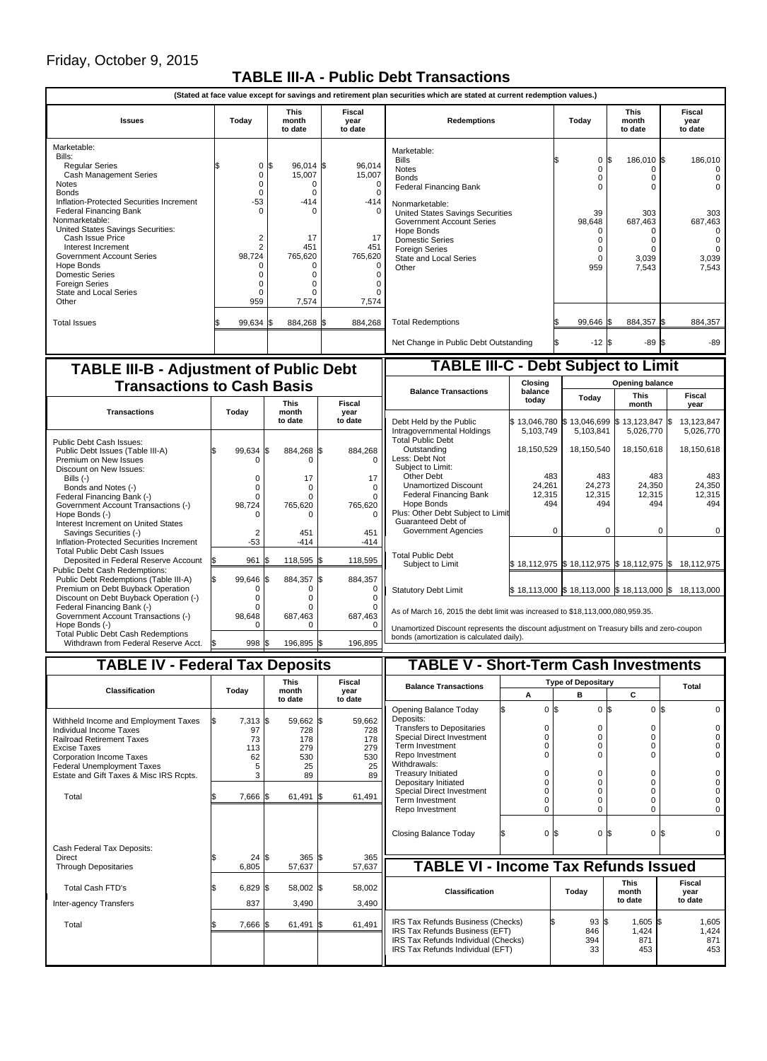Friday, October 9, 2015

# TABLE III-A - Public Debt Transactions

(Stated at face value except for savings and retirement plan securities which are stated at current redemption values.)

| Issues | Today | This month to date | Fiscal year to date |
|---|---|---|---|
| Marketable: | | | |
| Bills: | | | |
| Regular Series | $ 0 | $ 96,014 | $ 96,014 |
| Cash Management Series | 0 | 15,007 | 15,007 |
| Notes | 0 | 0 | 0 |
| Bonds | 0 | 0 | 0 |
| Inflation-Protected Securities Increment | -53 | -414 | -414 |
| Federal Financing Bank | 0 | 0 | 0 |
| Nonmarketable: | | | |
| United States Savings Securities: | | | |
| Cash Issue Price | 2 | 17 | 17 |
| Interest Increment | 2 | 451 | 451 |
| Government Account Series | 98,724 | 765,620 | 765,620 |
| Hope Bonds | 0 | 0 | 0 |
| Domestic Series | 0 | 0 | 0 |
| Foreign Series | 0 | 0 | 0 |
| State and Local Series | 0 | 0 | 0 |
| Other | 959 | 7,574 | 7,574 |
| Total Issues | $ 99,634 | $ 884,268 | $ 884,268 |

| Redemptions | Today | This month to date | Fiscal year to date |
|---|---|---|---|
| Marketable: | | | |
| Bills | $ 0 | $ 186,010 | $ 186,010 |
| Notes | 0 | 0 | 0 |
| Bonds | 0 | 0 | 0 |
| Federal Financing Bank | 0 | 0 | 0 |
| Nonmarketable: | | | |
| United States Savings Securities | 39 | 303 | 303 |
| Government Account Series | 98,648 | 687,463 | 687,463 |
| Hope Bonds | 0 | 0 | 0 |
| Domestic Series | 0 | 0 | 0 |
| Foreign Series | 0 | 0 | 0 |
| State and Local Series | 0 | 3,039 | 3,039 |
| Other | 959 | 7,543 | 7,543 |
| Total Redemptions | $ 99,646 | $ 884,357 | $ 884,357 |
| Net Change in Public Debt Outstanding | $ -12 | $ -89 | $ -89 |

# TABLE III-B - Adjustment of Public Debt Transactions to Cash Basis

| Transactions | Today | This month to date | Fiscal year to date |
|---|---|---|---|
| Public Debt Cash Issues: | | | |
| Public Debt Issues (Table III-A) | $ 99,634 | $ 884,268 | $ 884,268 |
| Premium on New Issues | 0 | 0 | 0 |
| Discount on New Issues: | | | |
| Bills (-) | 0 | 17 | 17 |
| Bonds and Notes (-) | 0 | 0 | 0 |
| Federal Financing Bank (-) | 0 | 0 | 0 |
| Government Account Transactions (-) | 98,724 | 765,620 | 765,620 |
| Hope Bonds (-) | 0 | 0 | 0 |
| Interest Increment on United States Savings Securities (-) | 2 | 451 | 451 |
| Inflation-Protected Securities Increment | -53 | -414 | -414 |
| Total Public Debt Cash Issues Deposited in Federal Reserve Account | $ 961 | $ 118,595 | $ 118,595 |
| Public Debt Cash Redemptions: | | | |
| Public Debt Redemptions (Table III-A) | $ 99,646 | $ 884,357 | $ 884,357 |
| Premium on Debt Buyback Operation | 0 | 0 | 0 |
| Discount on Debt Buyback Operation (-) | 0 | 0 | 0 |
| Federal Financing Bank (-) | 0 | 0 | 0 |
| Government Account Transactions (-) | 98,648 | 687,463 | 687,463 |
| Hope Bonds (-) | 0 | 0 | 0 |
| Total Public Debt Cash Redemptions Withdrawn from Federal Reserve Acct. | $ 998 | $ 196,895 | $ 196,895 |

# TABLE III-C - Debt Subject to Limit

| Balance Transactions | Closing balance today | Opening balance Today | Opening balance This month | Opening balance Fiscal year |
|---|---|---|---|---|
| Debt Held by the Public | $ 13,046,780 | $ 13,046,699 | $ 13,123,847 | $ 13,123,847 |
| Intragovernmental Holdings | 5,103,749 | 5,103,841 | 5,026,770 | 5,026,770 |
| Total Public Debt Outstanding | 18,150,529 | 18,150,540 | 18,150,618 | 18,150,618 |
| Less: Debt Not Subject to Limit: | | | | |
| Other Debt | 483 | 483 | 483 | 483 |
| Unamortized Discount | 24,261 | 24,273 | 24,350 | 24,350 |
| Federal Financing Bank | 12,315 | 12,315 | 12,315 | 12,315 |
| Hope Bonds | 494 | 494 | 494 | 494 |
| Plus: Other Debt Subject to Limit | | | | |
| Guaranteed Debt of Government Agencies | 0 | 0 | 0 | 0 |
| Total Public Debt Subject to Limit | $ 18,112,975 | $ 18,112,975 | $ 18,112,975 | $ 18,112,975 |
| Statutory Debt Limit | $ 18,113,000 | $ 18,113,000 | $ 18,113,000 | $ 18,113,000 |

As of March 16, 2015 the debt limit was increased to $18,113,000,080,959.35.

Unamortized Discount represents the discount adjustment on Treasury bills and zero-coupon bonds (amortization is calculated daily).

# TABLE IV - Federal Tax Deposits

| Classification | Today | This month to date | Fiscal year to date |
|---|---|---|---|
| Withheld Income and Employment Taxes | $ 7,313 | $ 59,662 | $ 59,662 |
| Individual Income Taxes | 97 | 728 | 728 |
| Railroad Retirement Taxes | 73 | 178 | 178 |
| Excise Taxes | 113 | 279 | 279 |
| Corporation Income Taxes | 62 | 530 | 530 |
| Federal Unemployment Taxes | 5 | 25 | 25 |
| Estate and Gift Taxes & Misc IRS Rcpts. | 3 | 89 | 89 |
| Total | $ 7,666 | $ 61,491 | $ 61,491 |
| Cash Federal Tax Deposits: | | | |
| Direct | $ 24 | $ 365 | $ 365 |
| Through Depositaries | 6,805 | 57,637 | 57,637 |
| Total Cash FTD's | $ 6,829 | $ 58,002 | $ 58,002 |
| Inter-agency Transfers | 837 | 3,490 | 3,490 |
| Total | $ 7,666 | $ 61,491 | $ 61,491 |

# TABLE V - Short-Term Cash Investments

| Balance Transactions | Type of Depositary A | Type of Depositary B | Type of Depositary C | Total |
|---|---|---|---|---|
| Opening Balance Today | $ 0 | $ 0 | $ 0 | $ 0 |
| Deposits: | | | | |
| Transfers to Depositaries | 0 | 0 | 0 | 0 |
| Special Direct Investment | 0 | 0 | 0 | 0 |
| Term Investment | 0 | 0 | 0 | 0 |
| Repo Investment | 0 | 0 | 0 | 0 |
| Withdrawals: | | | | |
| Treasury Initiated | 0 | 0 | 0 | 0 |
| Depositary Initiated | 0 | 0 | 0 | 0 |
| Special Direct Investment | 0 | 0 | 0 | 0 |
| Term Investment | 0 | 0 | 0 | 0 |
| Repo Investment | 0 | 0 | 0 | 0 |
| Closing Balance Today | $ 0 | $ 0 | $ 0 | $ 0 |

# TABLE VI - Income Tax Refunds Issued

| Classification | Today | This month to date | Fiscal year to date |
|---|---|---|---|
| IRS Tax Refunds Business (Checks) | $ 93 | $ 1,605 | $ 1,605 |
| IRS Tax Refunds Business (EFT) | 846 | 1,424 | 1,424 |
| IRS Tax Refunds Individual (Checks) | 394 | 871 | 871 |
| IRS Tax Refunds Individual (EFT) | 33 | 453 | 453 |